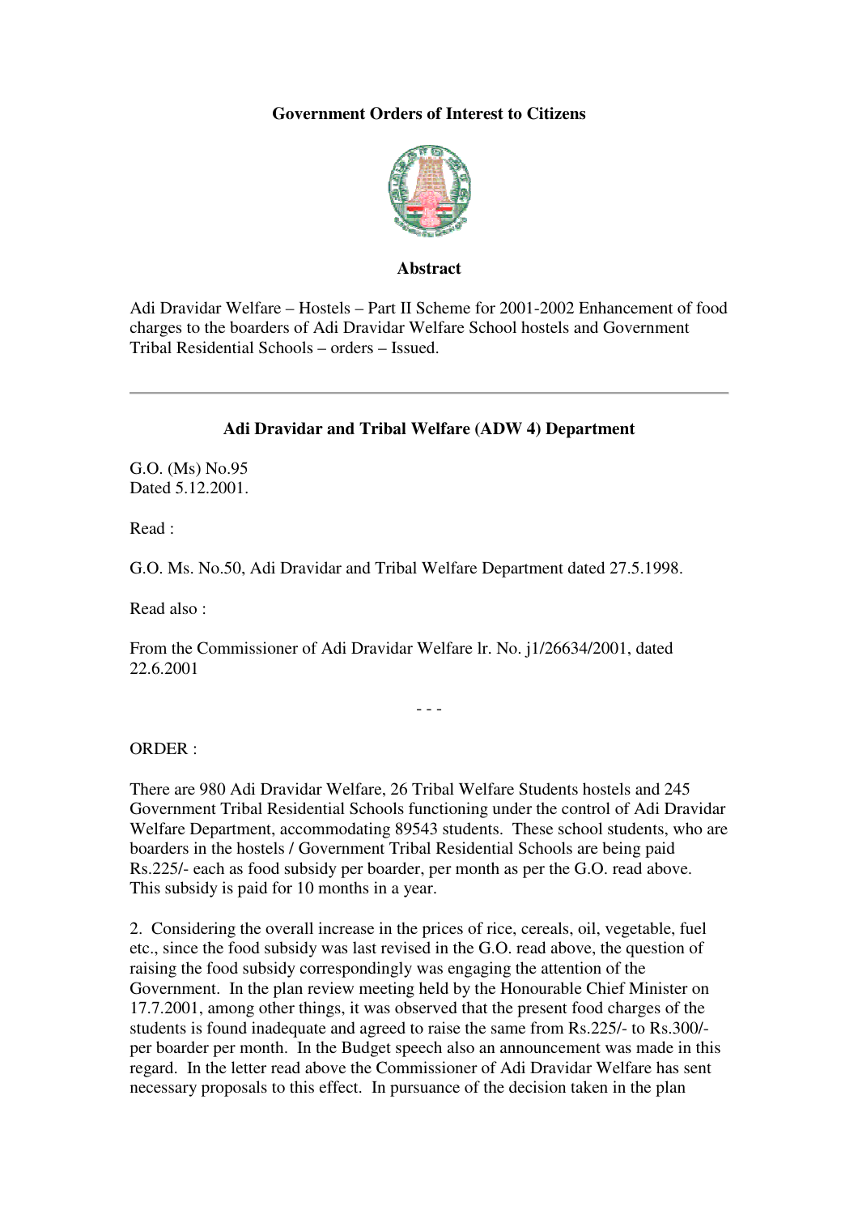# Government Orders of Interest to Citizens

## Abstract

Adi Dravidar Welfare – Hostels – Part II Scheme for 2001-2002 Enhancement of food charges to the boarders of Adi Dravidar Welfare School hostels and Government Tribal Residential Schools – orders – Issued.

---

## Adi Dravidar and Tribal Welfare (ADW 4) Department

G.O. (Ms) No.95
Dated 5.12.2001.

Read :

G.O. Ms. No.50, Adi Dravidar and Tribal Welfare Department dated 27.5.1998.

Read also :

From the Commissioner of Adi Dravidar Welfare lr. No. j1/26634/2001, dated 22.6.2001

- - -

ORDER :

There are 980 Adi Dravidar Welfare, 26 Tribal Welfare Students hostels and 245 Government Tribal Residential Schools functioning under the control of Adi Dravidar Welfare Department, accommodating 89543 students. These school students, who are boarders in the hostels / Government Tribal Residential Schools are being paid Rs.225/- each as food subsidy per boarder, per month as per the G.O. read above. This subsidy is paid for 10 months in a year.

2. Considering the overall increase in the prices of rice, cereals, oil, vegetable, fuel etc., since the food subsidy was last revised in the G.O. read above, the question of raising the food subsidy correspondingly was engaging the attention of the Government. In the plan review meeting held by the Honourable Chief Minister on 17.7.2001, among other things, it was observed that the present food charges of the students is found inadequate and agreed to raise the same from Rs.225/- to Rs.300/- per boarder per month. In the Budget speech also an announcement was made in this regard. In the letter read above the Commissioner of Adi Dravidar Welfare has sent necessary proposals to this effect. In pursuance of the decision taken in the plan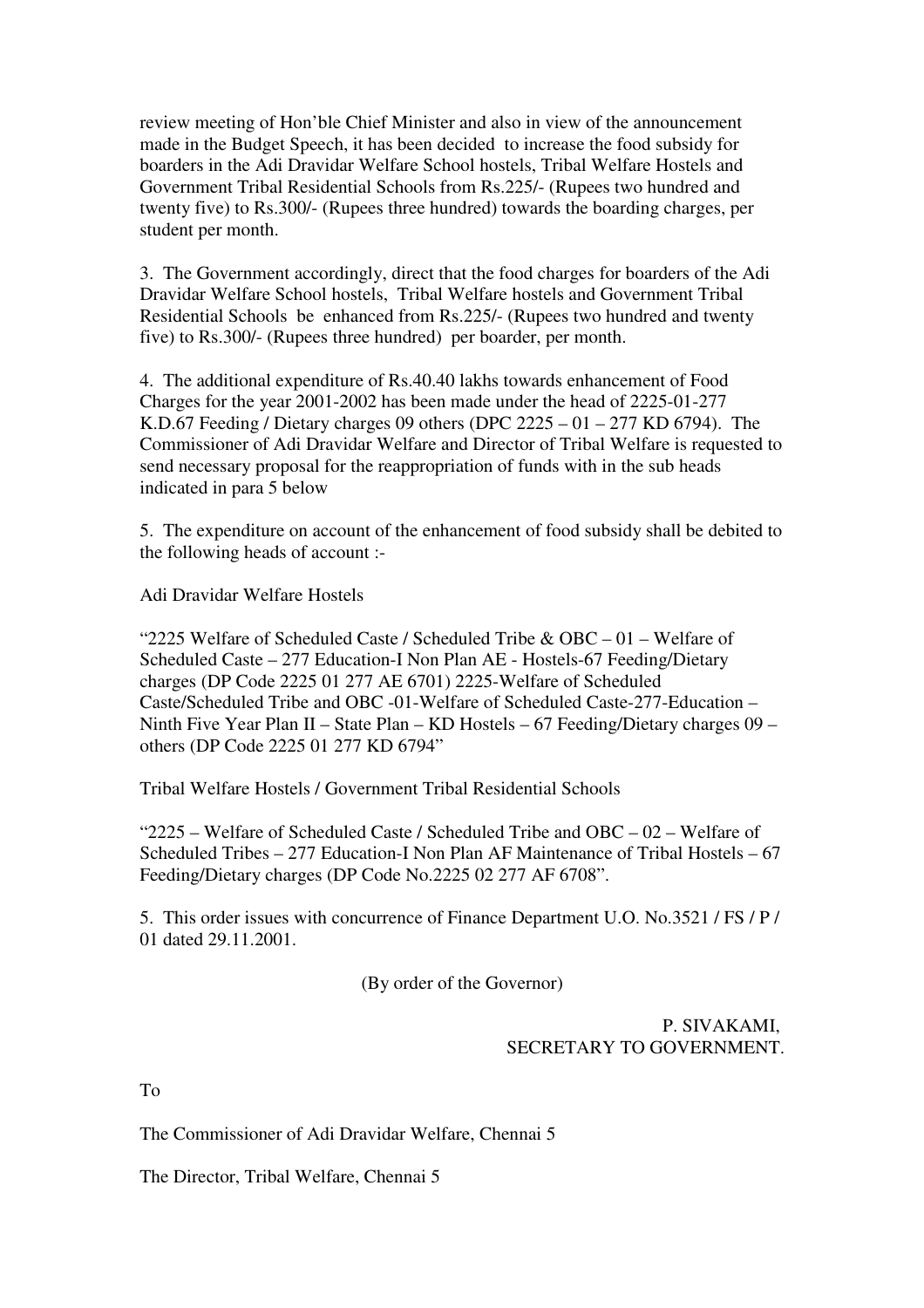review meeting of Hon'ble Chief Minister and also in view of the announcement made in the Budget Speech, it has been decided to increase the food subsidy for boarders in the Adi Dravidar Welfare School hostels, Tribal Welfare Hostels and Government Tribal Residential Schools from Rs.225/- (Rupees two hundred and twenty five) to Rs.300/- (Rupees three hundred) towards the boarding charges, per student per month.

3. The Government accordingly, direct that the food charges for boarders of the Adi Dravidar Welfare School hostels, Tribal Welfare hostels and Government Tribal Residential Schools be enhanced from Rs.225/- (Rupees two hundred and twenty five) to Rs.300/- (Rupees three hundred) per boarder, per month.

4. The additional expenditure of Rs.40.40 lakhs towards enhancement of Food Charges for the year 2001-2002 has been made under the head of 2225-01-277 K.D.67 Feeding / Dietary charges 09 others (DPC 2225 – 01 – 277 KD 6794). The Commissioner of Adi Dravidar Welfare and Director of Tribal Welfare is requested to send necessary proposal for the reappropriation of funds with in the sub heads indicated in para 5 below

5. The expenditure on account of the enhancement of food subsidy shall be debited to the following heads of account :-

Adi Dravidar Welfare Hostels

"2225 Welfare of Scheduled Caste / Scheduled Tribe & OBC – 01 – Welfare of Scheduled Caste – 277 Education-I Non Plan AE - Hostels-67 Feeding/Dietary charges (DP Code 2225 01 277 AE 6701) 2225-Welfare of Scheduled Caste/Scheduled Tribe and OBC -01-Welfare of Scheduled Caste-277-Education – Ninth Five Year Plan II – State Plan – KD Hostels – 67 Feeding/Dietary charges 09 – others (DP Code 2225 01 277 KD 6794"

Tribal Welfare Hostels / Government Tribal Residential Schools

"2225 – Welfare of Scheduled Caste / Scheduled Tribe and OBC – 02 – Welfare of Scheduled Tribes – 277 Education-I Non Plan AF Maintenance of Tribal Hostels – 67 Feeding/Dietary charges (DP Code No.2225 02 277 AF 6708".

5. This order issues with concurrence of Finance Department U.O. No.3521 / FS / P / 01 dated 29.11.2001.

(By order of the Governor)

P. SIVAKAMI,
SECRETARY TO GOVERNMENT.

To

The Commissioner of Adi Dravidar Welfare, Chennai 5

The Director, Tribal Welfare, Chennai 5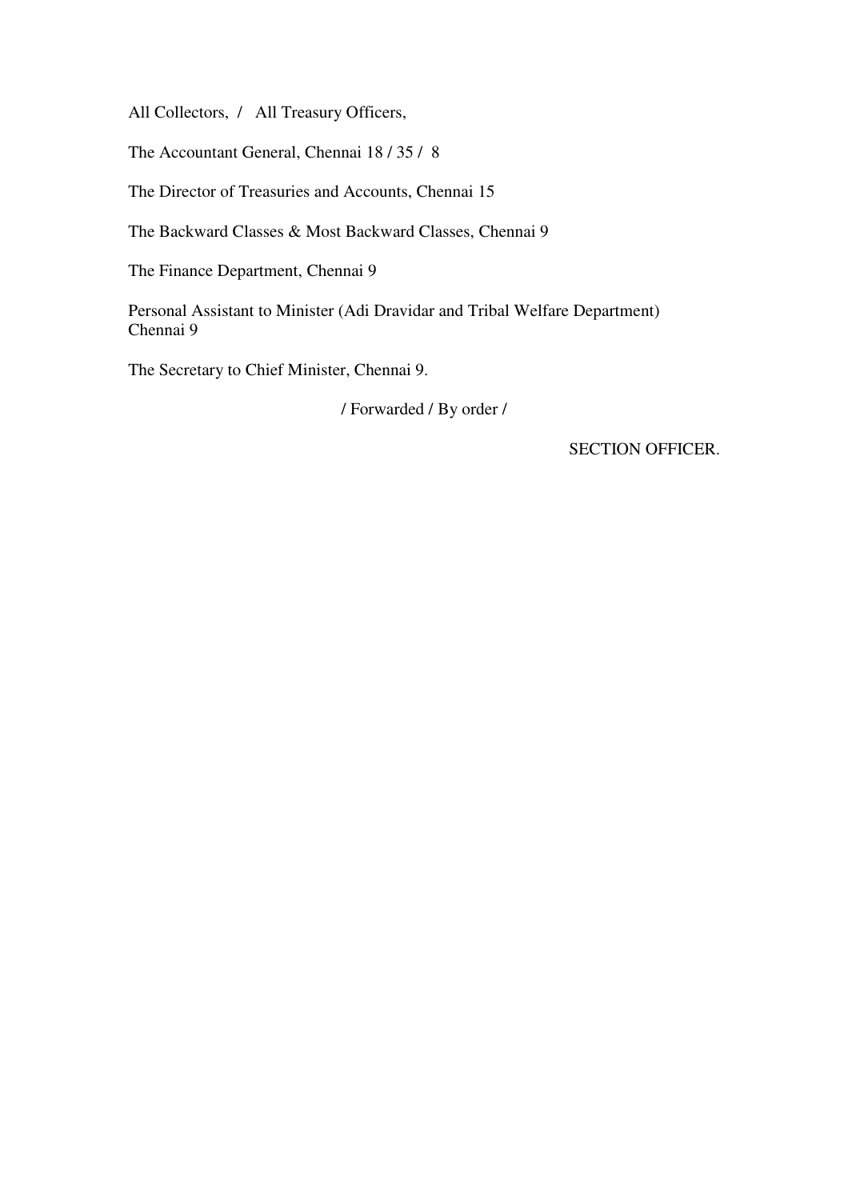All Collectors, / All Treasury Officers,

The Accountant General, Chennai 18 / 35 / 8

The Director of Treasuries and Accounts, Chennai 15

The Backward Classes & Most Backward Classes, Chennai 9

The Finance Department, Chennai 9

Personal Assistant to Minister (Adi Dravidar and Tribal Welfare Department) Chennai 9

The Secretary to Chief Minister, Chennai 9.

/ Forwarded / By order /

SECTION OFFICER.